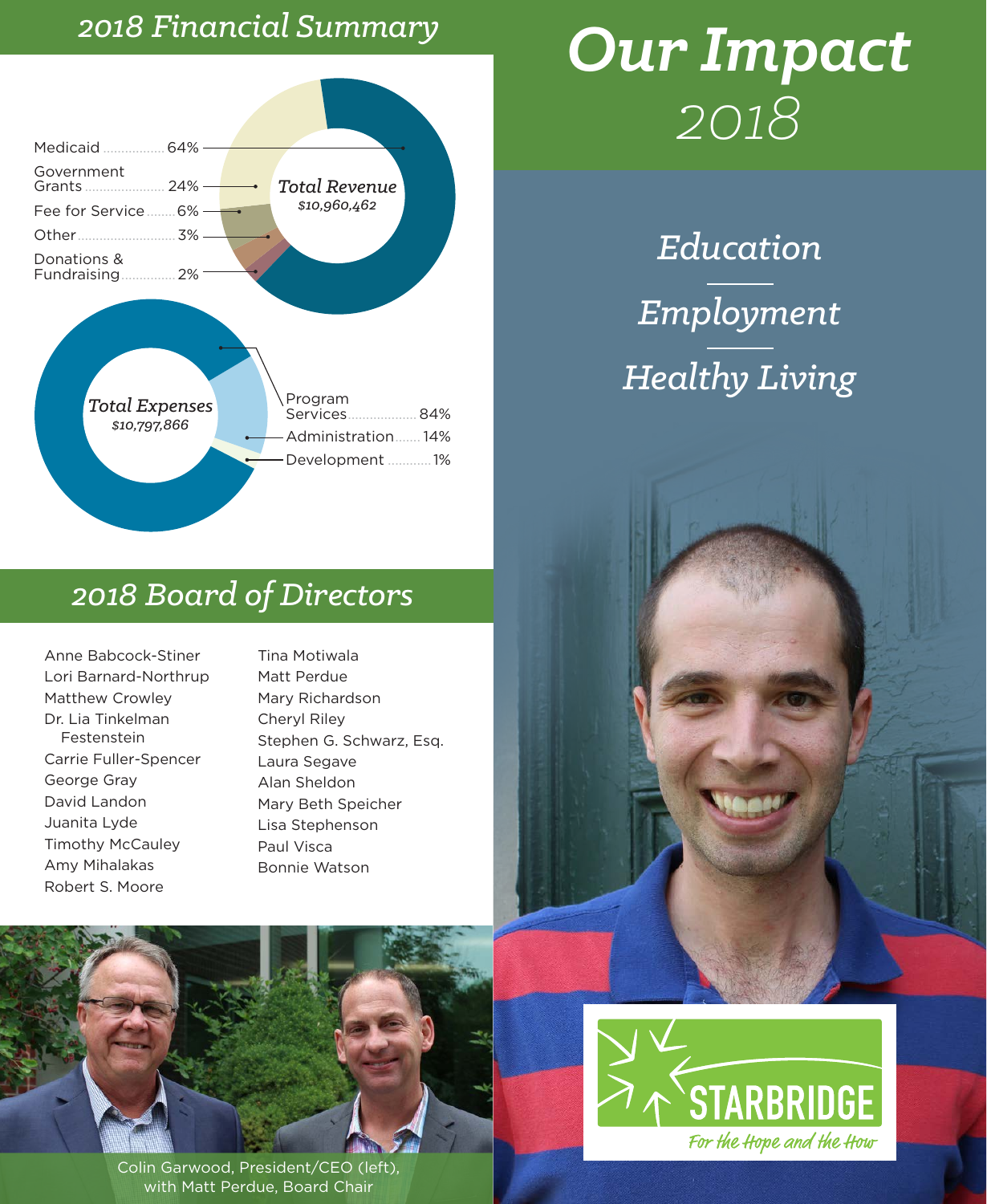# Our Impact 2018

## Education

## Employment

## Healthy Living

## 2018 Financial Summary

**Total Revenue**
*$10,960,462*

| Source | Percentage |
| --- | --- |
| Medicaid | 64% |
| Government Grants | 24% |
| Fee for Service | 6% |
| Other | 3% |
| Donations & Fundraising | 2% |

**Total Expenses**
*$10,797,866*

| Category | Percentage |
| --- | --- |
| Program Services | 84% |
| Administration | 14% |
| Development | 1% |

## 2018 Board of Directors

- Anne Babcock-Stiner
- Lori Barnard-Northrup
- Matthew Crowley
- Dr. Lia Tinkelman Festenstein
- Carrie Fuller-Spencer
- George Gray
- David Landon
- Juanita Lyde
- Timothy McCauley
- Amy Mihalakas
- Robert S. Moore
- Tina Motiwala
- Matt Perdue
- Mary Richardson
- Cheryl Riley
- Stephen G. Schwarz, Esq.
- Laura Segave
- Alan Sheldon
- Mary Beth Speicher
- Lisa Stephenson
- Paul Visca
- Bonnie Watson

Colin Garwood, President/CEO (left), with Matt Perdue, Board Chair

STARBRIDGE
*For the Hope and the How*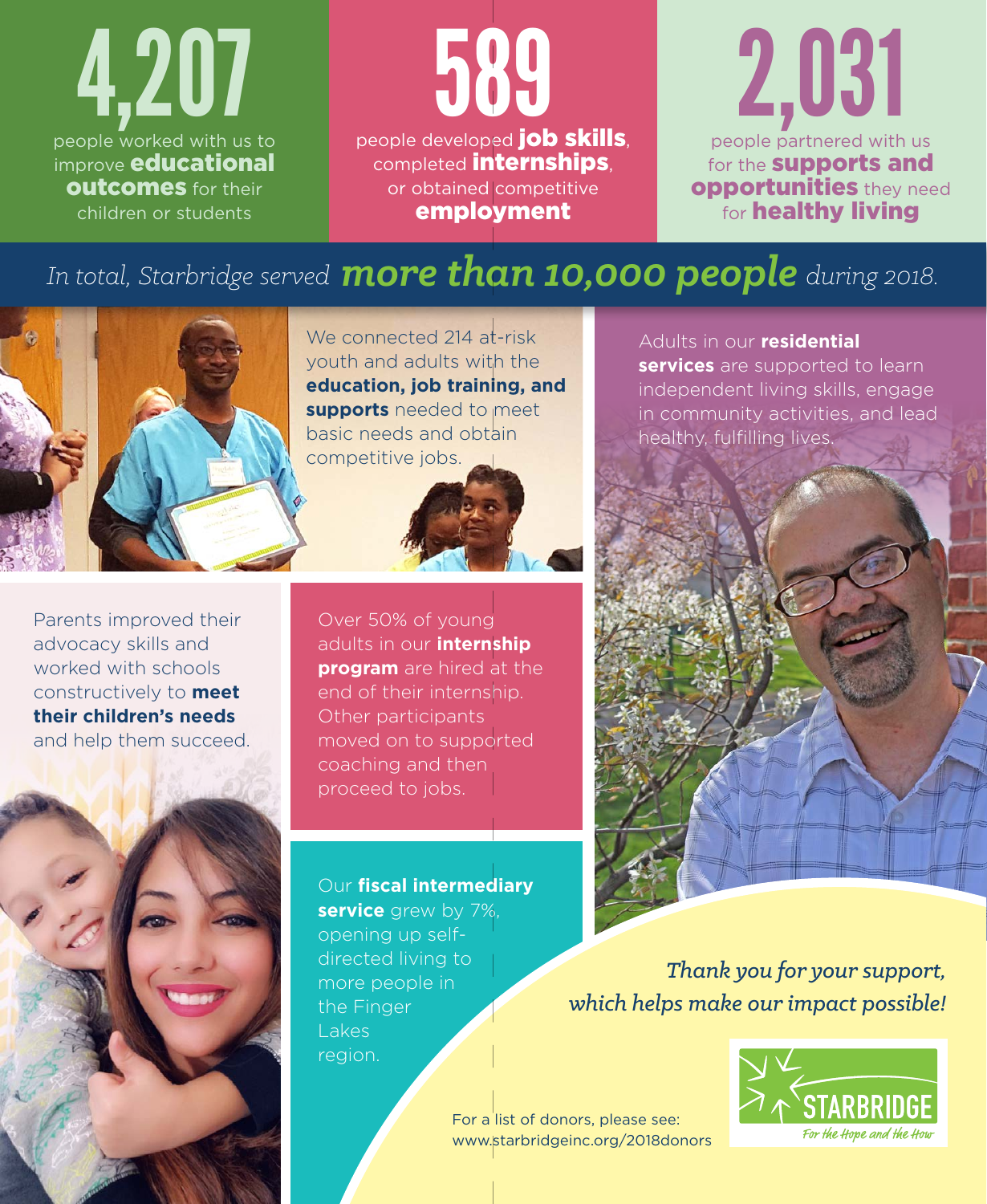# 4,207

people worked with us to improve **educational outcomes** for their children or students

# 589

people developed **job skills**, completed **internships**, or obtained competitive **employment**

# 2,031

people partnered with us for the **supports and opportunities** they need for **healthy living**

*In total, Starbridge served* ***more than 10,000 people*** *during 2018.*

We connected 214 at-risk youth and adults with the **education, job training, and supports** needed to meet basic needs and obtain competitive jobs.

Adults in our **residential services** are supported to learn independent living skills, engage in community activities, and lead healthy, fulfilling lives.

Parents improved their advocacy skills and worked with schools constructively to **meet their children's needs** and help them succeed.

Over 50% of young adults in our **internship program** are hired at the end of their internship. Other participants moved on to supported coaching and then proceed to jobs.

Our **fiscal intermediary service** grew by 7%, opening up self-directed living to more people in the Finger Lakes region.

*Thank you for your support, which helps make our impact possible!*

For a list of donors, please see:
www.starbridgeinc.org/2018donors

STARBRIDGE
*For the Hope and the How*